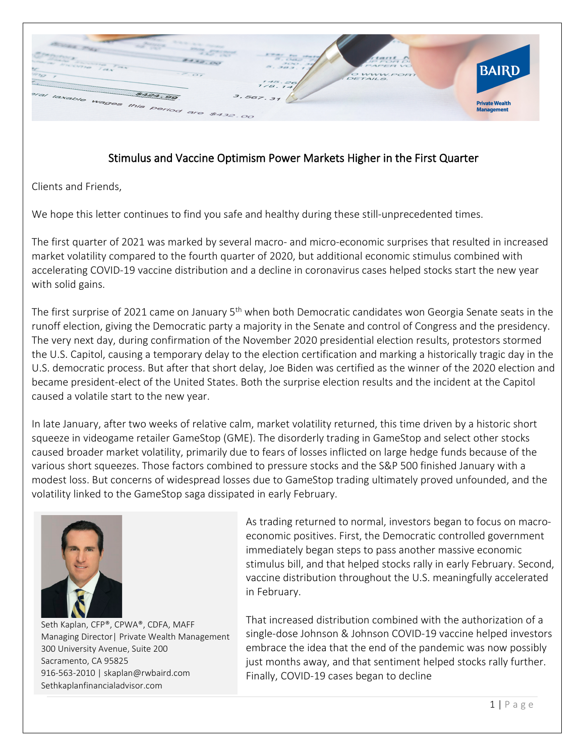## Stimulus and Vaccine Optimism Power Markets Higher in the First Quarter

Clients and Friends,

We hope this letter continues to find you safe and healthy during these still-unprecedented times.

The first quarter of 2021 was marked by several macro- and micro-economic surprises that resulted in increased market volatility compared to the fourth quarter of 2020, but additional economic stimulus combined with accelerating COVID-19 vaccine distribution and a decline in coronavirus cases helped stocks start the new year with solid gains.

The first surprise of 2021 came on January 5th when both Democratic candidates won Georgia Senate seats in the runoff election, giving the Democratic party a majority in the Senate and control of Congress and the presidency. The very next day, during confirmation of the November 2020 presidential election results, protestors stormed the U.S. Capitol, causing a temporary delay to the election certification and marking a historically tragic day in the U.S. democratic process. But after that short delay, Joe Biden was certified as the winner of the 2020 election and became president-elect of the United States. Both the surprise election results and the incident at the Capitol caused a volatile start to the new year.

In late January, after two weeks of relative calm, market volatility returned, this time driven by a historic short squeeze in videogame retailer GameStop (GME). The disorderly trading in GameStop and select other stocks caused broader market volatility, primarily due to fears of losses inflicted on large hedge funds because of the various short squeezes. Those factors combined to pressure stocks and the S&P 500 finished January with a modest loss. But concerns of widespread losses due to GameStop trading ultimately proved unfounded, and the volatility linked to the GameStop saga dissipated in early February.

Seth Kaplan, CFP®, CPWA®, CDFA, MAFF
Managing Director| Private Wealth Management
300 University Avenue, Suite 200
Sacramento, CA 95825
916-563-2010 | skaplan@rwbaird.com
Sethkaplanfinancialadvisor.com

As trading returned to normal, investors began to focus on macro-economic positives. First, the Democratic controlled government immediately began steps to pass another massive economic stimulus bill, and that helped stocks rally in early February. Second, vaccine distribution throughout the U.S. meaningfully accelerated in February.

That increased distribution combined with the authorization of a single-dose Johnson & Johnson COVID-19 vaccine helped investors embrace the idea that the end of the pandemic was now possibly just months away, and that sentiment helped stocks rally further. Finally, COVID-19 cases began to decline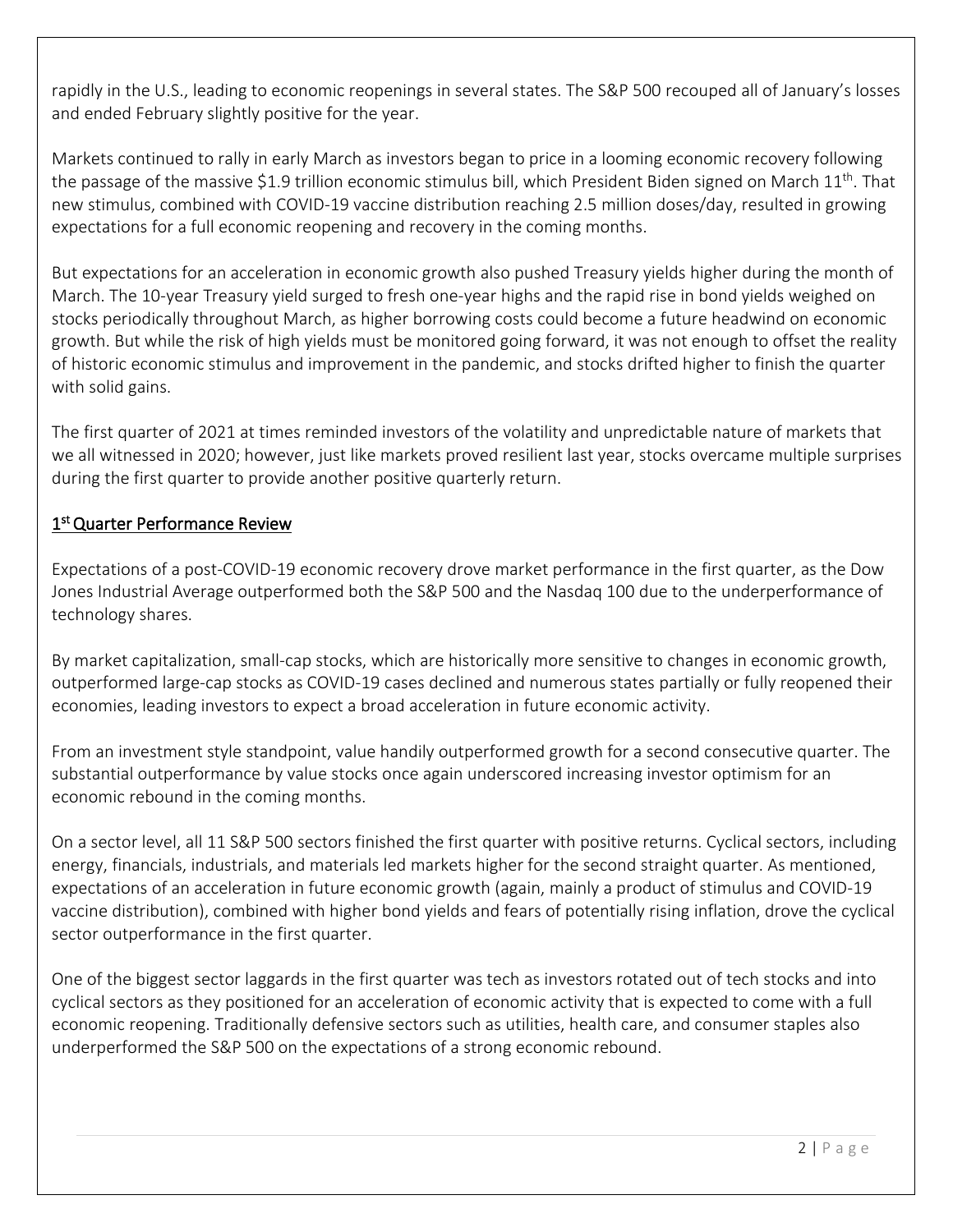rapidly in the U.S., leading to economic reopenings in several states. The S&P 500 recouped all of January's losses and ended February slightly positive for the year.

Markets continued to rally in early March as investors began to price in a looming economic recovery following the passage of the massive $1.9 trillion economic stimulus bill, which President Biden signed on March 11th. That new stimulus, combined with COVID-19 vaccine distribution reaching 2.5 million doses/day, resulted in growing expectations for a full economic reopening and recovery in the coming months.

But expectations for an acceleration in economic growth also pushed Treasury yields higher during the month of March. The 10-year Treasury yield surged to fresh one-year highs and the rapid rise in bond yields weighed on stocks periodically throughout March, as higher borrowing costs could become a future headwind on economic growth. But while the risk of high yields must be monitored going forward, it was not enough to offset the reality of historic economic stimulus and improvement in the pandemic, and stocks drifted higher to finish the quarter with solid gains.

The first quarter of 2021 at times reminded investors of the volatility and unpredictable nature of markets that we all witnessed in 2020; however, just like markets proved resilient last year, stocks overcame multiple surprises during the first quarter to provide another positive quarterly return.

## 1st Quarter Performance Review

Expectations of a post-COVID-19 economic recovery drove market performance in the first quarter, as the Dow Jones Industrial Average outperformed both the S&P 500 and the Nasdaq 100 due to the underperformance of technology shares.

By market capitalization, small-cap stocks, which are historically more sensitive to changes in economic growth, outperformed large-cap stocks as COVID-19 cases declined and numerous states partially or fully reopened their economies, leading investors to expect a broad acceleration in future economic activity.

From an investment style standpoint, value handily outperformed growth for a second consecutive quarter. The substantial outperformance by value stocks once again underscored increasing investor optimism for an economic rebound in the coming months.

On a sector level, all 11 S&P 500 sectors finished the first quarter with positive returns. Cyclical sectors, including energy, financials, industrials, and materials led markets higher for the second straight quarter. As mentioned, expectations of an acceleration in future economic growth (again, mainly a product of stimulus and COVID-19 vaccine distribution), combined with higher bond yields and fears of potentially rising inflation, drove the cyclical sector outperformance in the first quarter.

One of the biggest sector laggards in the first quarter was tech as investors rotated out of tech stocks and into cyclical sectors as they positioned for an acceleration of economic activity that is expected to come with a full economic reopening. Traditionally defensive sectors such as utilities, health care, and consumer staples also underperformed the S&P 500 on the expectations of a strong economic rebound.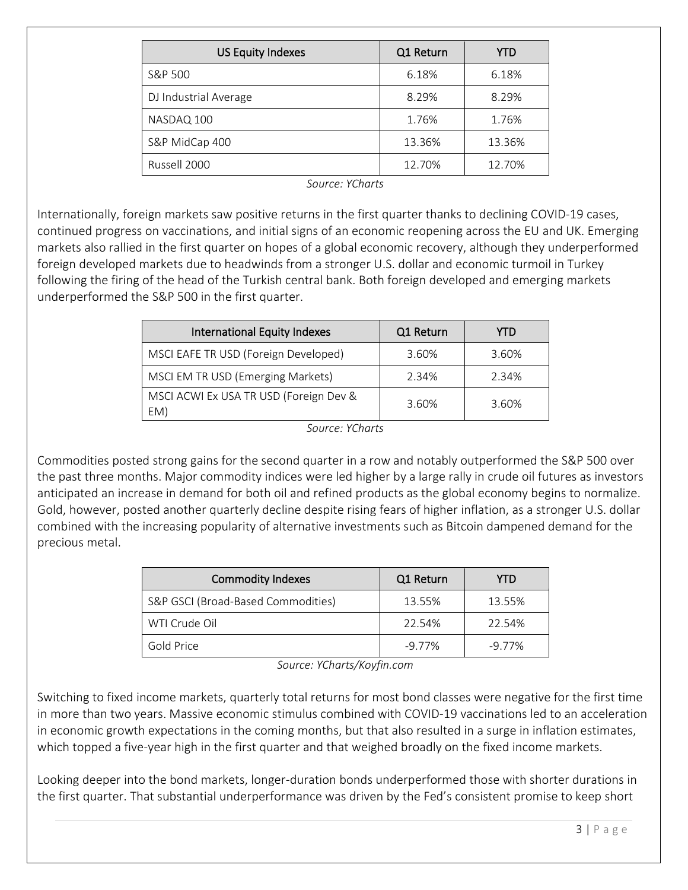| US Equity Indexes | Q1 Return | YTD |
| --- | --- | --- |
| S&P 500 | 6.18% | 6.18% |
| DJ Industrial Average | 8.29% | 8.29% |
| NASDAQ 100 | 1.76% | 1.76% |
| S&P MidCap 400 | 13.36% | 13.36% |
| Russell 2000 | 12.70% | 12.70% |

*Source: YCharts*

Internationally, foreign markets saw positive returns in the first quarter thanks to declining COVID-19 cases, continued progress on vaccinations, and initial signs of an economic reopening across the EU and UK. Emerging markets also rallied in the first quarter on hopes of a global economic recovery, although they underperformed foreign developed markets due to headwinds from a stronger U.S. dollar and economic turmoil in Turkey following the firing of the head of the Turkish central bank. Both foreign developed and emerging markets underperformed the S&P 500 in the first quarter.

| International Equity Indexes | Q1 Return | YTD |
| --- | --- | --- |
| MSCI EAFE TR USD (Foreign Developed) | 3.60% | 3.60% |
| MSCI EM TR USD (Emerging Markets) | 2.34% | 2.34% |
| MSCI ACWI Ex USA TR USD (Foreign Dev & EM) | 3.60% | 3.60% |

*Source: YCharts*

Commodities posted strong gains for the second quarter in a row and notably outperformed the S&P 500 over the past three months. Major commodity indices were led higher by a large rally in crude oil futures as investors anticipated an increase in demand for both oil and refined products as the global economy begins to normalize. Gold, however, posted another quarterly decline despite rising fears of higher inflation, as a stronger U.S. dollar combined with the increasing popularity of alternative investments such as Bitcoin dampened demand for the precious metal.

| Commodity Indexes | Q1 Return | YTD |
| --- | --- | --- |
| S&P GSCI (Broad-Based Commodities) | 13.55% | 13.55% |
| WTI Crude Oil | 22.54% | 22.54% |
| Gold Price | -9.77% | -9.77% |

*Source: YCharts/Koyfin.com*

Switching to fixed income markets, quarterly total returns for most bond classes were negative for the first time in more than two years. Massive economic stimulus combined with COVID-19 vaccinations led to an acceleration in economic growth expectations in the coming months, but that also resulted in a surge in inflation estimates, which topped a five-year high in the first quarter and that weighed broadly on the fixed income markets.

Looking deeper into the bond markets, longer-duration bonds underperformed those with shorter durations in the first quarter. That substantial underperformance was driven by the Fed's consistent promise to keep short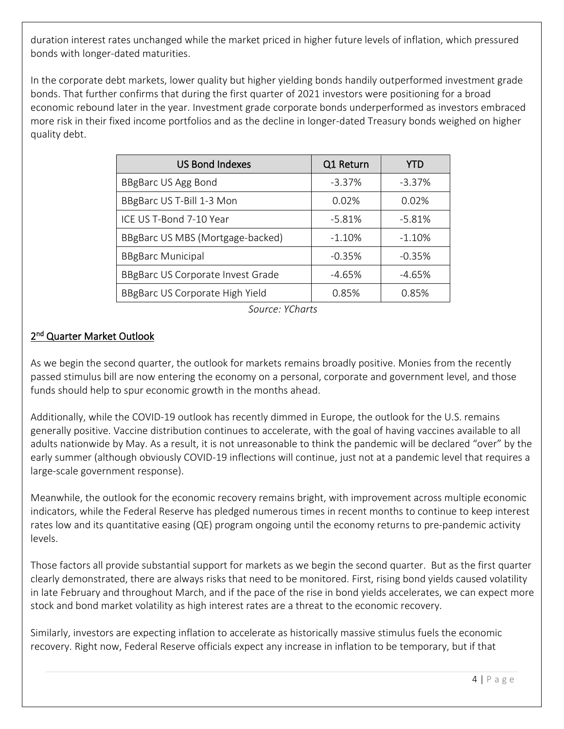duration interest rates unchanged while the market priced in higher future levels of inflation, which pressured bonds with longer-dated maturities.

In the corporate debt markets, lower quality but higher yielding bonds handily outperformed investment grade bonds. That further confirms that during the first quarter of 2021 investors were positioning for a broad economic rebound later in the year. Investment grade corporate bonds underperformed as investors embraced more risk in their fixed income portfolios and as the decline in longer-dated Treasury bonds weighed on higher quality debt.

| US Bond Indexes | Q1 Return | YTD |
| --- | --- | --- |
| BBgBarc US Agg Bond | -3.37% | -3.37% |
| BBgBarc US T-Bill 1-3 Mon | 0.02% | 0.02% |
| ICE US T-Bond 7-10 Year | -5.81% | -5.81% |
| BBgBarc US MBS (Mortgage-backed) | -1.10% | -1.10% |
| BBgBarc Municipal | -0.35% | -0.35% |
| BBgBarc US Corporate Invest Grade | -4.65% | -4.65% |
| BBgBarc US Corporate High Yield | 0.85% | 0.85% |

*Source: YCharts*

## 2nd Quarter Market Outlook

As we begin the second quarter, the outlook for markets remains broadly positive. Monies from the recently passed stimulus bill are now entering the economy on a personal, corporate and government level, and those funds should help to spur economic growth in the months ahead.

Additionally, while the COVID-19 outlook has recently dimmed in Europe, the outlook for the U.S. remains generally positive. Vaccine distribution continues to accelerate, with the goal of having vaccines available to all adults nationwide by May. As a result, it is not unreasonable to think the pandemic will be declared "over" by the early summer (although obviously COVID-19 inflections will continue, just not at a pandemic level that requires a large-scale government response).

Meanwhile, the outlook for the economic recovery remains bright, with improvement across multiple economic indicators, while the Federal Reserve has pledged numerous times in recent months to continue to keep interest rates low and its quantitative easing (QE) program ongoing until the economy returns to pre-pandemic activity levels.

Those factors all provide substantial support for markets as we begin the second quarter. But as the first quarter clearly demonstrated, there are always risks that need to be monitored. First, rising bond yields caused volatility in late February and throughout March, and if the pace of the rise in bond yields accelerates, we can expect more stock and bond market volatility as high interest rates are a threat to the economic recovery.

Similarly, investors are expecting inflation to accelerate as historically massive stimulus fuels the economic recovery. Right now, Federal Reserve officials expect any increase in inflation to be temporary, but if that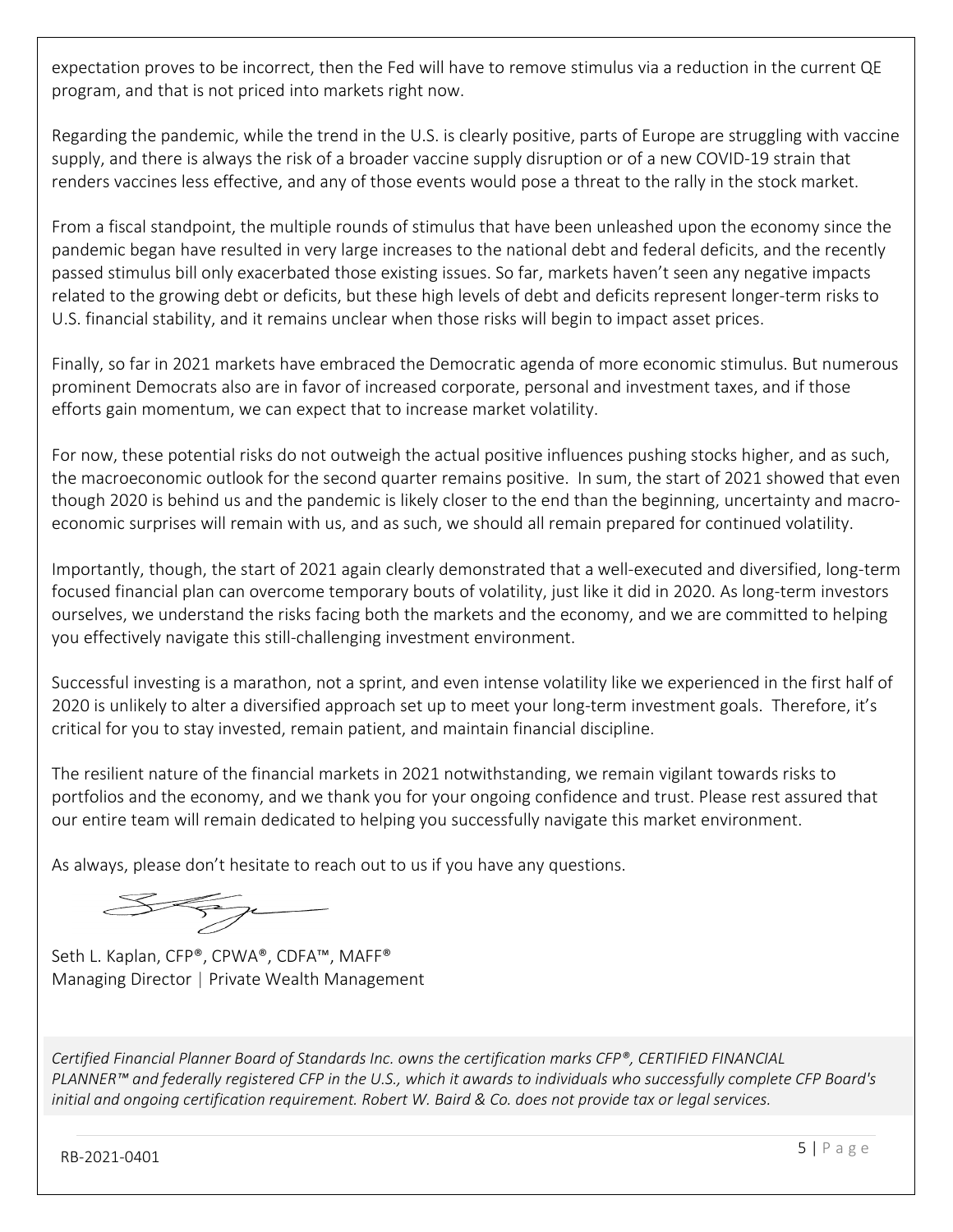expectation proves to be incorrect, then the Fed will have to remove stimulus via a reduction in the current QE program, and that is not priced into markets right now.

Regarding the pandemic, while the trend in the U.S. is clearly positive, parts of Europe are struggling with vaccine supply, and there is always the risk of a broader vaccine supply disruption or of a new COVID-19 strain that renders vaccines less effective, and any of those events would pose a threat to the rally in the stock market.

From a fiscal standpoint, the multiple rounds of stimulus that have been unleashed upon the economy since the pandemic began have resulted in very large increases to the national debt and federal deficits, and the recently passed stimulus bill only exacerbated those existing issues. So far, markets haven't seen any negative impacts related to the growing debt or deficits, but these high levels of debt and deficits represent longer-term risks to U.S. financial stability, and it remains unclear when those risks will begin to impact asset prices.

Finally, so far in 2021 markets have embraced the Democratic agenda of more economic stimulus. But numerous prominent Democrats also are in favor of increased corporate, personal and investment taxes, and if those efforts gain momentum, we can expect that to increase market volatility.

For now, these potential risks do not outweigh the actual positive influences pushing stocks higher, and as such, the macroeconomic outlook for the second quarter remains positive. In sum, the start of 2021 showed that even though 2020 is behind us and the pandemic is likely closer to the end than the beginning, uncertainty and macroeconomic surprises will remain with us, and as such, we should all remain prepared for continued volatility.

Importantly, though, the start of 2021 again clearly demonstrated that a well-executed and diversified, long-term focused financial plan can overcome temporary bouts of volatility, just like it did in 2020. As long-term investors ourselves, we understand the risks facing both the markets and the economy, and we are committed to helping you effectively navigate this still-challenging investment environment.

Successful investing is a marathon, not a sprint, and even intense volatility like we experienced in the first half of 2020 is unlikely to alter a diversified approach set up to meet your long-term investment goals. Therefore, it's critical for you to stay invested, remain patient, and maintain financial discipline.

The resilient nature of the financial markets in 2021 notwithstanding, we remain vigilant towards risks to portfolios and the economy, and we thank you for your ongoing confidence and trust. Please rest assured that our entire team will remain dedicated to helping you successfully navigate this market environment.

As always, please don't hesitate to reach out to us if you have any questions.

Seth L. Kaplan, CFP®, CPWA®, CDFA™, MAFF®
Managing Director | Private Wealth Management

*Certified Financial Planner Board of Standards Inc. owns the certification marks CFP®, CERTIFIED FINANCIAL PLANNER™ and federally registered CFP in the U.S., which it awards to individuals who successfully complete CFP Board's initial and ongoing certification requirement. Robert W. Baird & Co. does not provide tax or legal services.*

RB-2021-0401